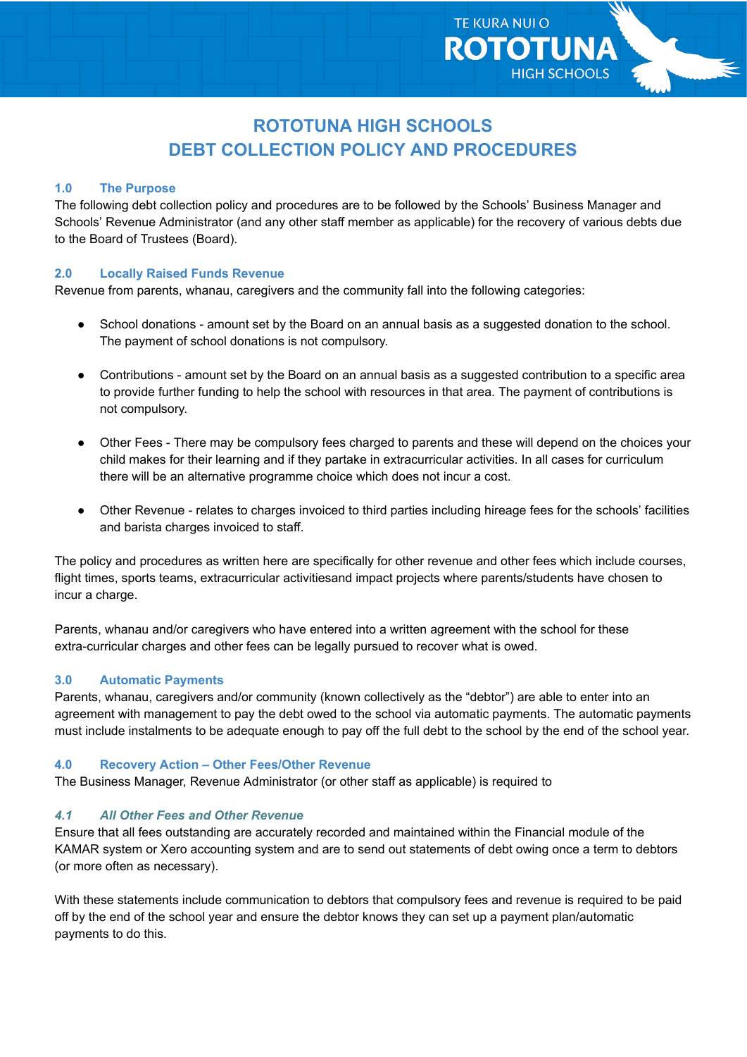# ROTOTUNA HIGH SCHOOLS
# DEBT COLLECTION POLICY AND PROCEDURES

## 1.0 The Purpose

The following debt collection policy and procedures are to be followed by the Schools' Business Manager and Schools' Revenue Administrator (and any other staff member as applicable) for the recovery of various debts due to the Board of Trustees (Board).

## 2.0 Locally Raised Funds Revenue

Revenue from parents, whanau, caregivers and the community fall into the following categories:

- School donations - amount set by the Board on an annual basis as a suggested donation to the school. The payment of school donations is not compulsory.
- Contributions - amount set by the Board on an annual basis as a suggested contribution to a specific area to provide further funding to help the school with resources in that area. The payment of contributions is not compulsory.
- Other Fees - There may be compulsory fees charged to parents and these will depend on the choices your child makes for their learning and if they partake in extracurricular activities. In all cases for curriculum there will be an alternative programme choice which does not incur a cost.
- Other Revenue - relates to charges invoiced to third parties including hireage fees for the schools' facilities and barista charges invoiced to staff.

The policy and procedures as written here are specifically for other revenue and other fees which include courses, flight times, sports teams, extracurricular activitiesand impact projects where parents/students have chosen to incur a charge.

Parents, whanau and/or caregivers who have entered into a written agreement with the school for these extra-curricular charges and other fees can be legally pursued to recover what is owed.

## 3.0 Automatic Payments

Parents, whanau, caregivers and/or community (known collectively as the "debtor") are able to enter into an agreement with management to pay the debt owed to the school via automatic payments. The automatic payments must include instalments to be adequate enough to pay off the full debt to the school by the end of the school year.

## 4.0 Recovery Action – Other Fees/Other Revenue

The Business Manager, Revenue Administrator (or other staff as applicable) is required to

### *4.1 All Other Fees and Other Revenue*

Ensure that all fees outstanding are accurately recorded and maintained within the Financial module of the KAMAR system or Xero accounting system and are to send out statements of debt owing once a term to debtors (or more often as necessary).

With these statements include communication to debtors that compulsory fees and revenue is required to be paid off by the end of the school year and ensure the debtor knows they can set up a payment plan/automatic payments to do this.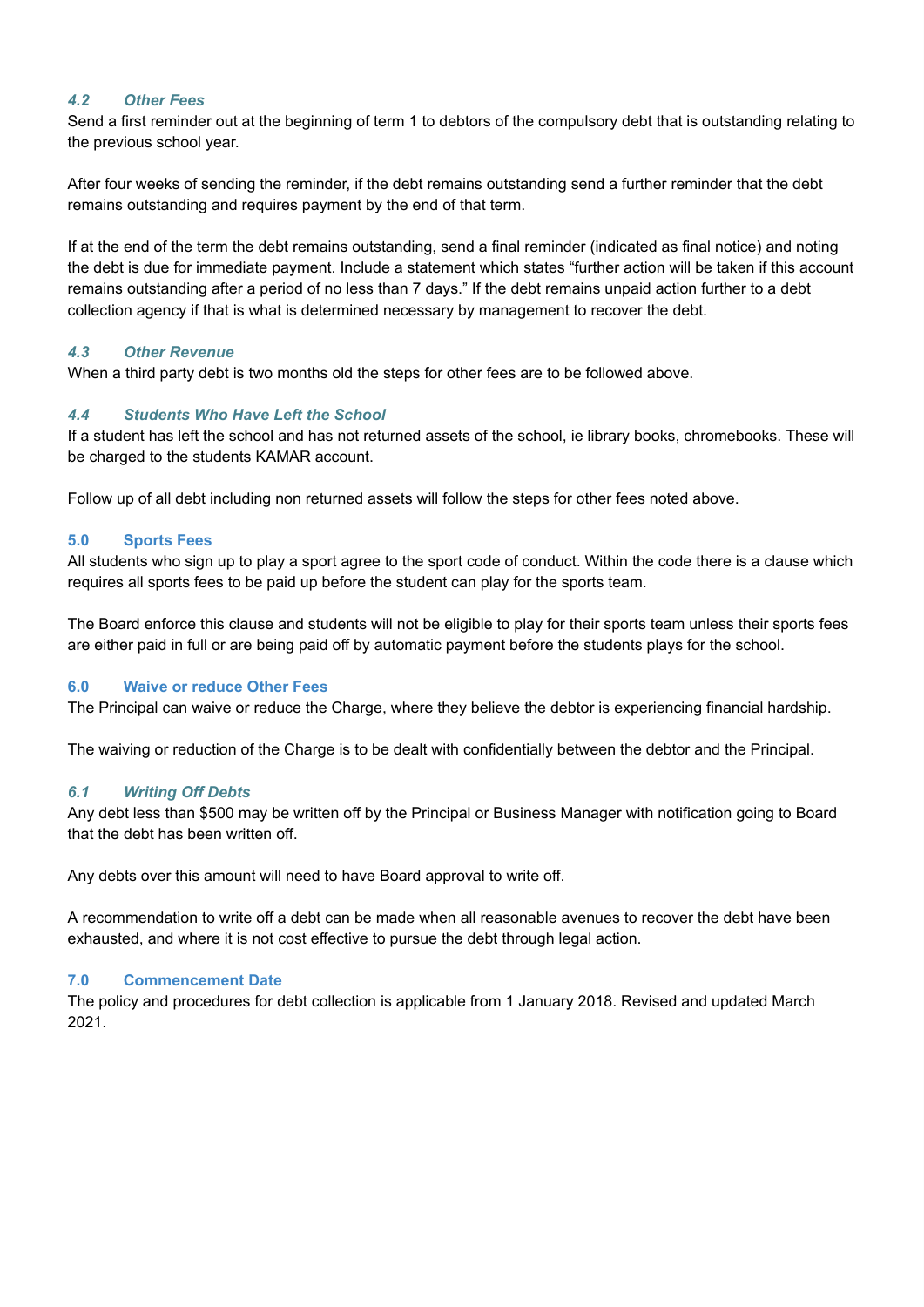### *4.2 Other Fees*

Send a first reminder out at the beginning of term 1 to debtors of the compulsory debt that is outstanding relating to the previous school year.

After four weeks of sending the reminder, if the debt remains outstanding send a further reminder that the debt remains outstanding and requires payment by the end of that term.

If at the end of the term the debt remains outstanding, send a final reminder (indicated as final notice) and noting the debt is due for immediate payment. Include a statement which states "further action will be taken if this account remains outstanding after a period of no less than 7 days." If the debt remains unpaid action further to a debt collection agency if that is what is determined necessary by management to recover the debt.

### *4.3 Other Revenue*

When a third party debt is two months old the steps for other fees are to be followed above.

### *4.4 Students Who Have Left the School*

If a student has left the school and has not returned assets of the school, ie library books, chromebooks. These will be charged to the students KAMAR account.

Follow up of all debt including non returned assets will follow the steps for other fees noted above.

## 5.0 Sports Fees

All students who sign up to play a sport agree to the sport code of conduct. Within the code there is a clause which requires all sports fees to be paid up before the student can play for the sports team.

The Board enforce this clause and students will not be eligible to play for their sports team unless their sports fees are either paid in full or are being paid off by automatic payment before the students plays for the school.

## 6.0 Waive or reduce Other Fees

The Principal can waive or reduce the Charge, where they believe the debtor is experiencing financial hardship.

The waiving or reduction of the Charge is to be dealt with confidentially between the debtor and the Principal.

### *6.1 Writing Off Debts*

Any debt less than $500 may be written off by the Principal or Business Manager with notification going to Board that the debt has been written off.

Any debts over this amount will need to have Board approval to write off.

A recommendation to write off a debt can be made when all reasonable avenues to recover the debt have been exhausted, and where it is not cost effective to pursue the debt through legal action.

## 7.0 Commencement Date

The policy and procedures for debt collection is applicable from 1 January 2018. Revised and updated March 2021.